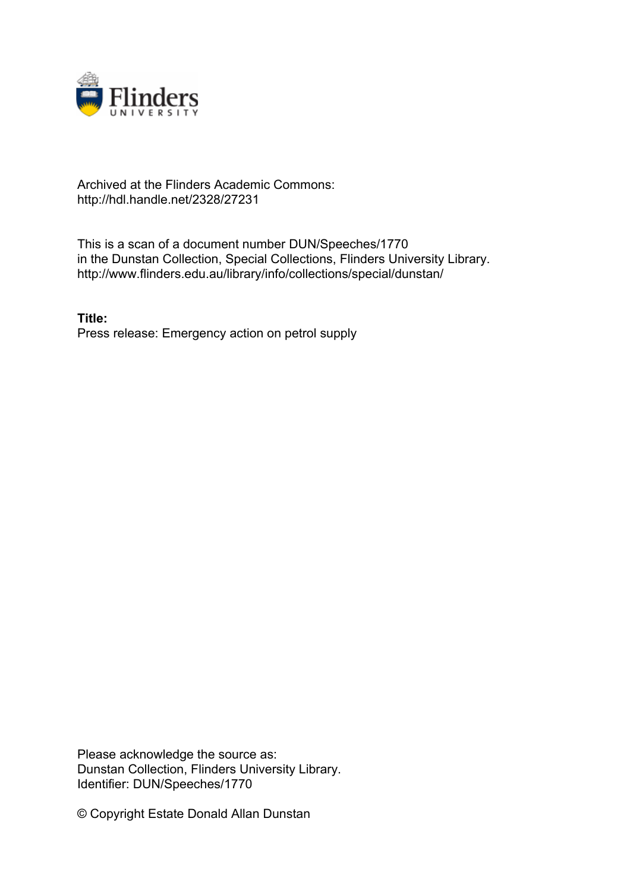Archived at the Flinders Academic Commons:
http://hdl.handle.net/2328/27231

This is a scan of a document number DUN/Speeches/1770
in the Dunstan Collection, Special Collections, Flinders University Library.
http://www.flinders.edu.au/library/info/collections/special/dunstan/

**Title:**
Press release: Emergency action on petrol supply

Please acknowledge the source as:
Dunstan Collection, Flinders University Library.
Identifier: DUN/Speeches/1770

© Copyright Estate Donald Allan Dunstan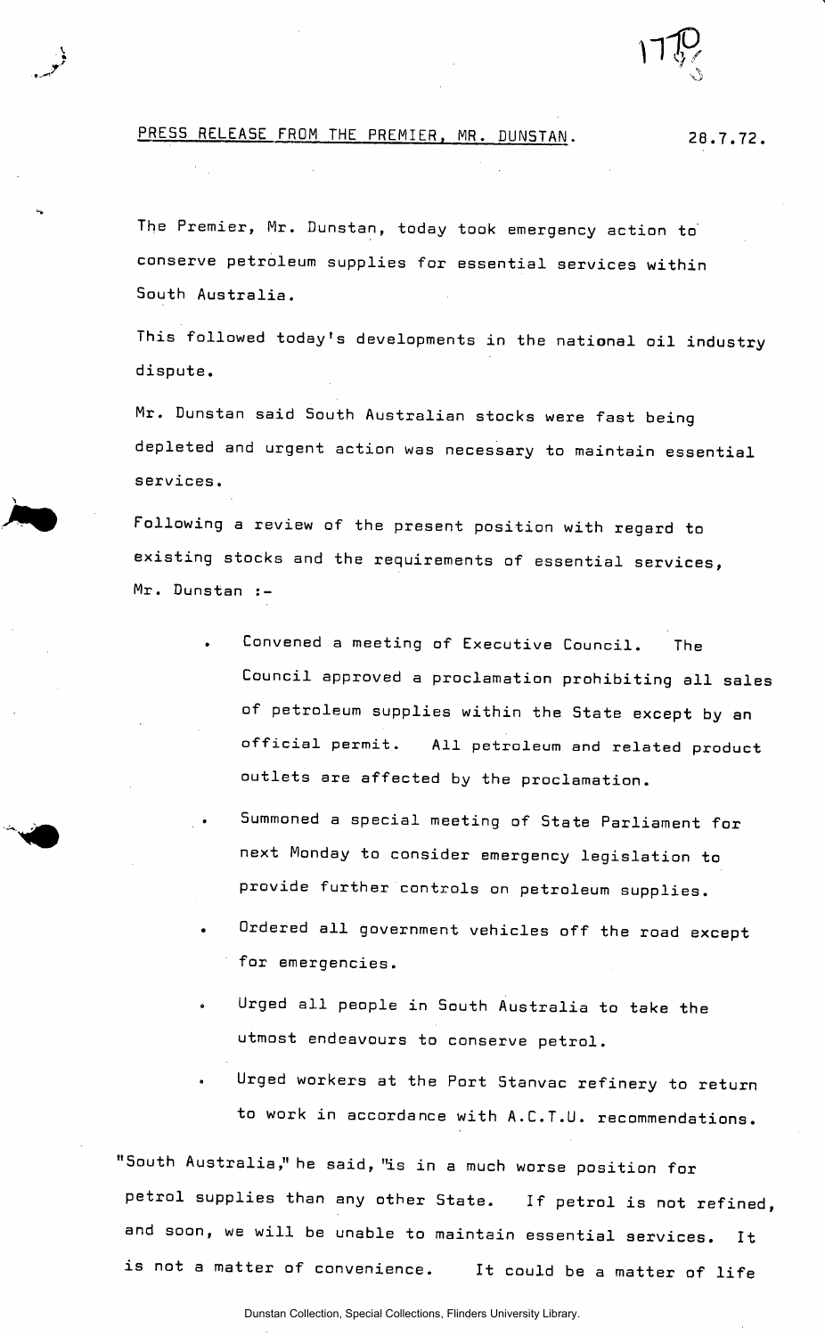PRESS RELEASE FROM THE PREMIER, MR. DUNSTAN. 28.7.72.

The Premier, Mr. Dunstan, today took emergency action to conserve petroleum supplies for essential services within South Australia.

This followed today's developments in the national oil industry dispute.

Mr. Dunstan said South Australian stocks were fast being depleted and urgent action was necessary to maintain essential services.

Following a review of the present position with regard to existing stocks and the requirements of essential services, Mr. Dunstan :-

- Convened a meeting of Executive Council. The Council approved a proclamation prohibiting all sales of petroleum supplies within the State except by an official permit. All petroleum and related product outlets are affected by the proclamation.
- Summoned a special meeting of State Parliament for next Monday to consider emergency legislation to provide further controls on petroleum supplies.
- Ordered all government vehicles off the road except for emergencies.
- Urged all people in South Australia to take the utmost endeavours to conserve petrol.
- Urged workers at the Port Stanvac refinery to return to work in accordance with A.C.T.U. recommendations.

"South Australia," he said, "is in a much worse position for petrol supplies than any other State. If petrol is not refined, and soon, we will be unable to maintain essential services. It is not a matter of convenience. It could be a matter of life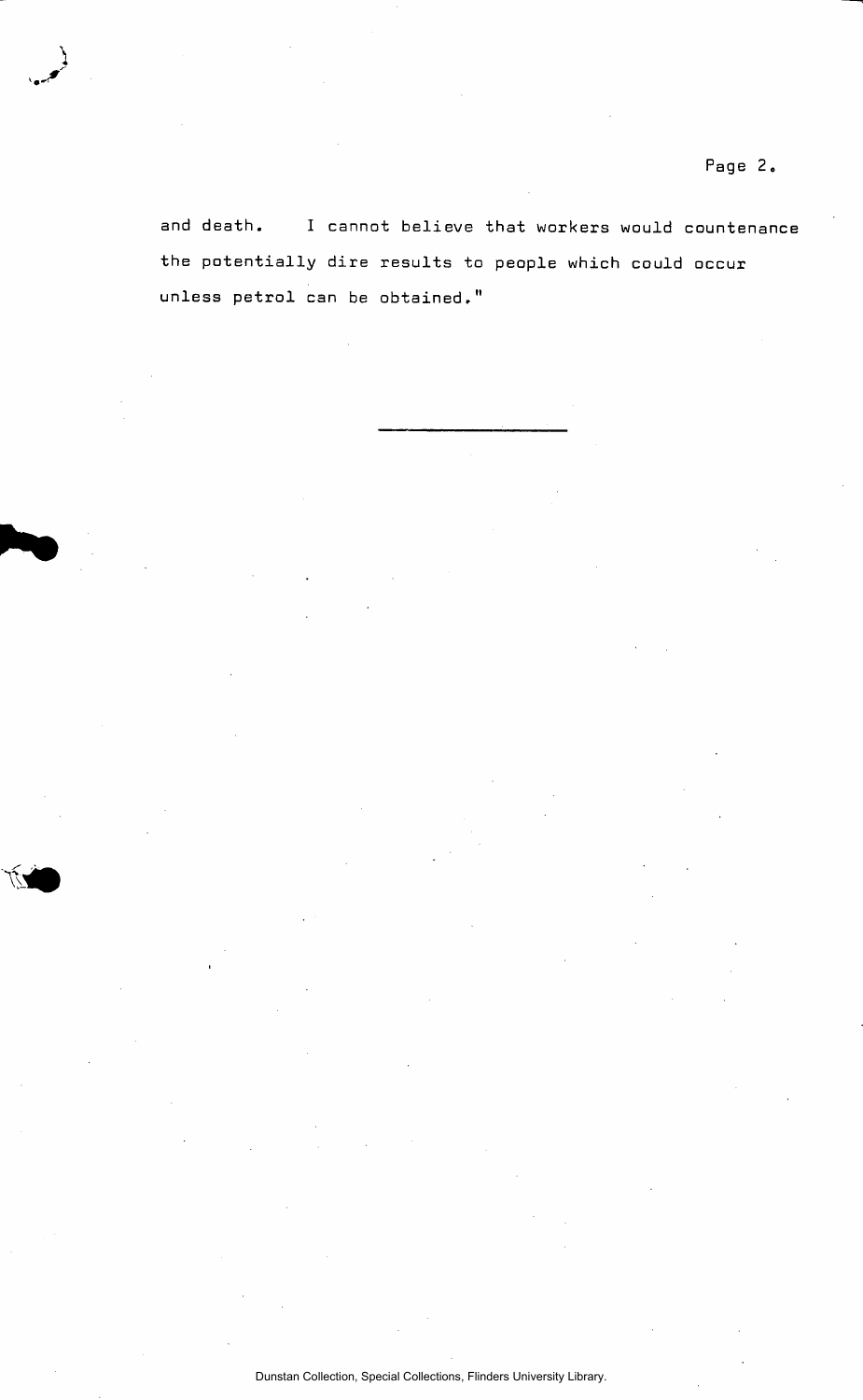and death. I cannot believe that workers would countenance the potentially dire results to people which could occur unless petrol can be obtained."

---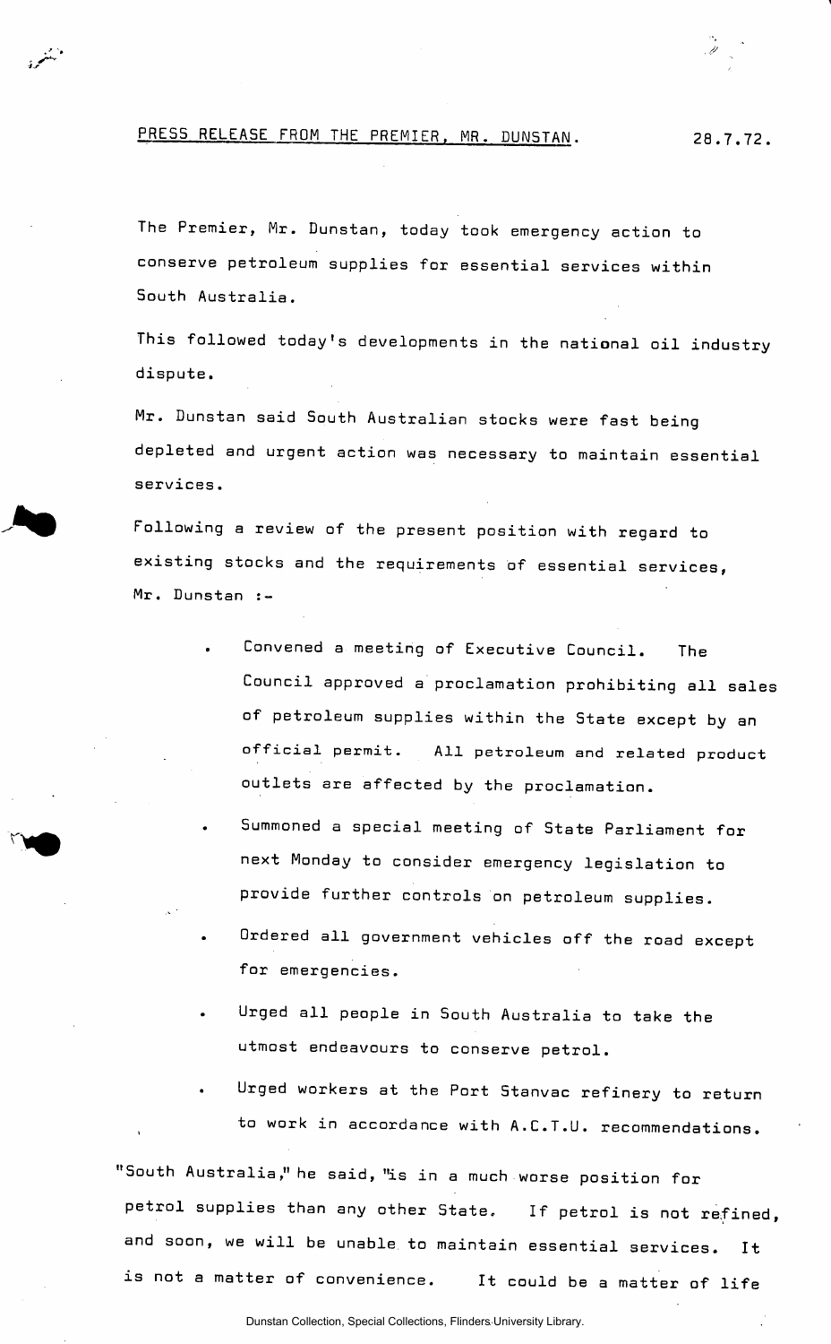PRESS RELEASE FROM THE PREMIER, MR. DUNSTAN. 28.7.72.

The Premier, Mr. Dunstan, today took emergency action to conserve petroleum supplies for essential services within South Australia.

This followed today's developments in the national oil industry dispute.

Mr. Dunstan said South Australian stocks were fast being depleted and urgent action was necessary to maintain essential services.

Following a review of the present position with regard to existing stocks and the requirements of essential services, Mr. Dunstan :-

- Convened a meeting of Executive Council. The Council approved a proclamation prohibiting all sales of petroleum supplies within the State except by an official permit. All petroleum and related product outlets are affected by the proclamation.
- Summoned a special meeting of State Parliament for next Monday to consider emergency legislation to provide further controls on petroleum supplies.
- Ordered all government vehicles off the road except for emergencies.
- Urged all people in South Australia to take the utmost endeavours to conserve petrol.
- Urged workers at the Port Stanvac refinery to return to work in accordance with A.C.T.U. recommendations.

"South Australia," he said, "is in a much worse position for petrol supplies than any other State. If petrol is not refined, and soon, we will be unable to maintain essential services. It is not a matter of convenience. It could be a matter of life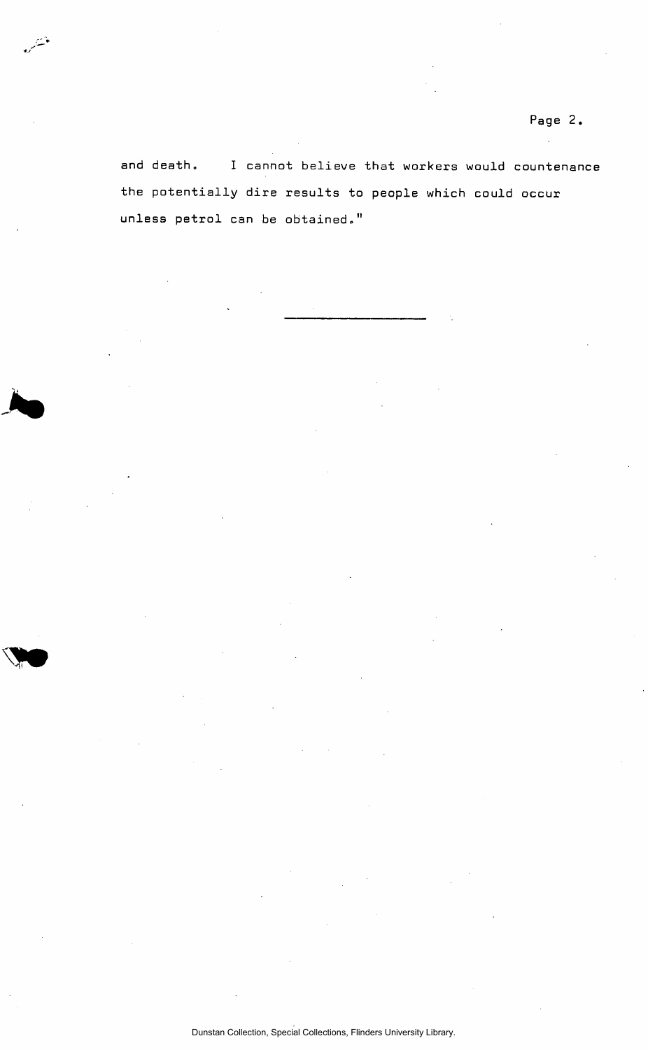and death. I cannot believe that workers would countenance the potentially dire results to people which could occur unless petrol can be obtained."

---